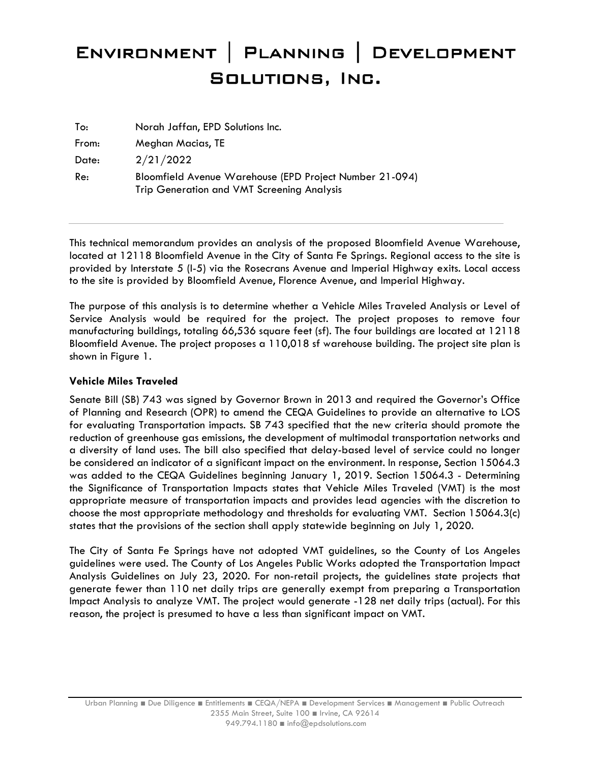# Environment | Planning | Development Solutions, Inc.

| | |
|---|---|
| To: | Norah Jaffan, EPD Solutions Inc. |
| From: | Meghan Macias, TE |
| Date: | 2/21/2022 |
| Re: | Bloomfield Avenue Warehouse (EPD Project Number 21-094)<br>Trip Generation and VMT Screening Analysis |

---

This technical memorandum provides an analysis of the proposed Bloomfield Avenue Warehouse, located at 12118 Bloomfield Avenue in the City of Santa Fe Springs. Regional access to the site is provided by Interstate 5 (I-5) via the Rosecrans Avenue and Imperial Highway exits. Local access to the site is provided by Bloomfield Avenue, Florence Avenue, and Imperial Highway.

The purpose of this analysis is to determine whether a Vehicle Miles Traveled Analysis or Level of Service Analysis would be required for the project. The project proposes to remove four manufacturing buildings, totaling 66,536 square feet (sf). The four buildings are located at 12118 Bloomfield Avenue. The project proposes a 110,018 sf warehouse building. The project site plan is shown in Figure 1.

**Vehicle Miles Traveled**

Senate Bill (SB) 743 was signed by Governor Brown in 2013 and required the Governor's Office of Planning and Research (OPR) to amend the CEQA Guidelines to provide an alternative to LOS for evaluating Transportation impacts. SB 743 specified that the new criteria should promote the reduction of greenhouse gas emissions, the development of multimodal transportation networks and a diversity of land uses. The bill also specified that delay-based level of service could no longer be considered an indicator of a significant impact on the environment. In response, Section 15064.3 was added to the CEQA Guidelines beginning January 1, 2019. Section 15064.3 - Determining the Significance of Transportation Impacts states that Vehicle Miles Traveled (VMT) is the most appropriate measure of transportation impacts and provides lead agencies with the discretion to choose the most appropriate methodology and thresholds for evaluating VMT. Section 15064.3(c) states that the provisions of the section shall apply statewide beginning on July 1, 2020.

The City of Santa Fe Springs have not adopted VMT guidelines, so the County of Los Angeles guidelines were used. The County of Los Angeles Public Works adopted the Transportation Impact Analysis Guidelines on July 23, 2020. For non-retail projects, the guidelines state projects that generate fewer than 110 net daily trips are generally exempt from preparing a Transportation Impact Analysis to analyze VMT. The project would generate -128 net daily trips (actual). For this reason, the project is presumed to have a less than significant impact on VMT.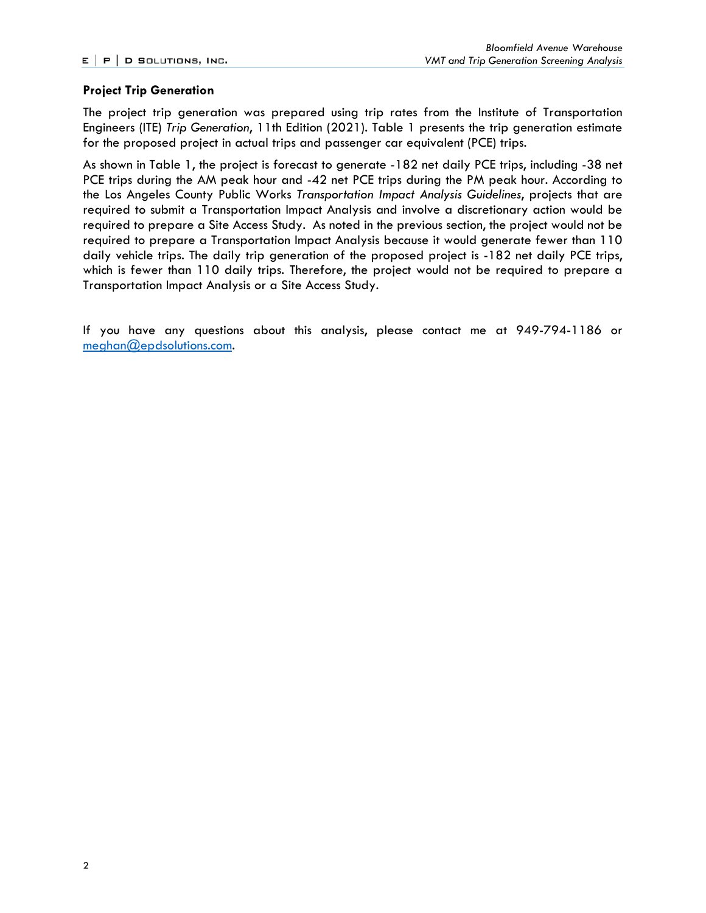### Project Trip Generation

The project trip generation was prepared using trip rates from the Institute of Transportation Engineers (ITE) *Trip Generation*, 11th Edition (2021). Table 1 presents the trip generation estimate for the proposed project in actual trips and passenger car equivalent (PCE) trips.

As shown in Table 1, the project is forecast to generate -182 net daily PCE trips, including -38 net PCE trips during the AM peak hour and -42 net PCE trips during the PM peak hour. According to the Los Angeles County Public Works *Transportation Impact Analysis Guidelines*, projects that are required to submit a Transportation Impact Analysis and involve a discretionary action would be required to prepare a Site Access Study. As noted in the previous section, the project would not be required to prepare a Transportation Impact Analysis because it would generate fewer than 110 daily vehicle trips. The daily trip generation of the proposed project is -182 net daily PCE trips, which is fewer than 110 daily trips. Therefore, the project would not be required to prepare a Transportation Impact Analysis or a Site Access Study.

If you have any questions about this analysis, please contact me at 949-794-1186 or meghan@epdsolutions.com.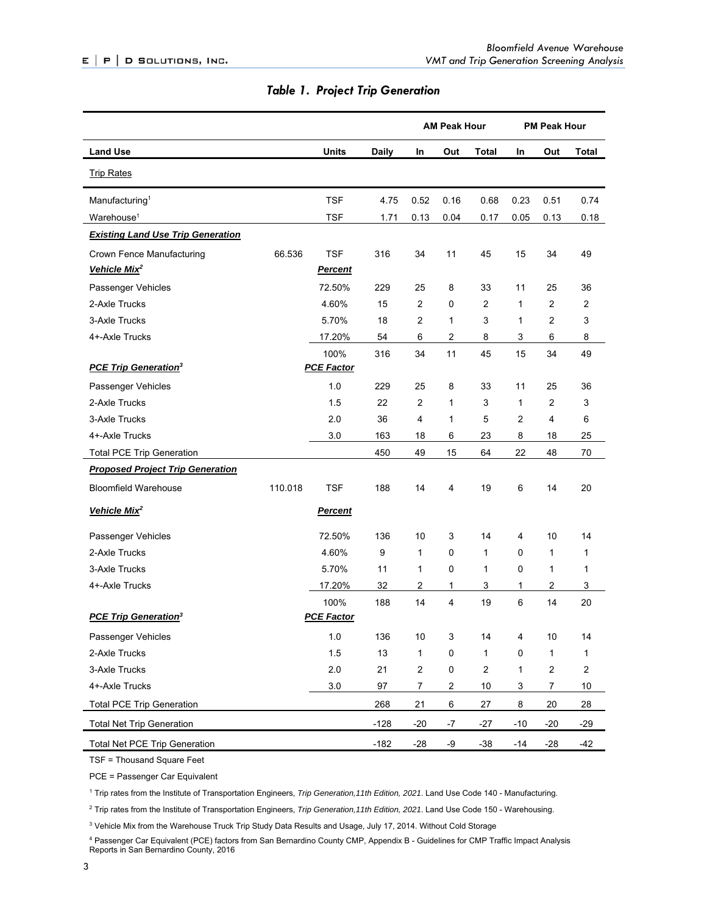## Table 1. Project Trip Generation

| | | | | AM Peak Hour | | | PM Peak Hour | | |
|---|---|---|---|---|---|---|---|---|---|
| **Land Use** | | **Units** | **Daily** | **In** | **Out** | **Total** | **In** | **Out** | **Total** |
| Trip Rates | | | | | | | | | |
| Manufacturing[1] | | TSF | 4.75 | 0.52 | 0.16 | 0.68 | 0.23 | 0.51 | 0.74 |
| Warehouse[1] | | TSF | 1.71 | 0.13 | 0.04 | 0.17 | 0.05 | 0.13 | 0.18 |
| ***Existing Land Use Trip Generation*** | | | | | | | | | |
| Crown Fence Manufacturing | 66.536 | TSF | 316 | 34 | 11 | 45 | 15 | 34 | 49 |
| ***Vehicle Mix***[2] | | ***Percent*** | | | | | | | |
| Passenger Vehicles | | 72.50% | 229 | 25 | 8 | 33 | 11 | 25 | 36 |
| 2-Axle Trucks | | 4.60% | 15 | 2 | 0 | 2 | 1 | 2 | 2 |
| 3-Axle Trucks | | 5.70% | 18 | 2 | 1 | 3 | 1 | 2 | 3 |
| 4+-Axle Trucks | | 17.20% | 54 | 6 | 2 | 8 | 3 | 6 | 8 |
| | | 100% | 316 | 34 | 11 | 45 | 15 | 34 | 49 |
| ***PCE Trip Generation***[3] | | ***PCE Factor*** | | | | | | | |
| Passenger Vehicles | | 1.0 | 229 | 25 | 8 | 33 | 11 | 25 | 36 |
| 2-Axle Trucks | | 1.5 | 22 | 2 | 1 | 3 | 1 | 2 | 3 |
| 3-Axle Trucks | | 2.0 | 36 | 4 | 1 | 5 | 2 | 4 | 6 |
| 4+-Axle Trucks | | 3.0 | 163 | 18 | 6 | 23 | 8 | 18 | 25 |
| Total PCE Trip Generation | | | 450 | 49 | 15 | 64 | 22 | 48 | 70 |
| ***Proposed Project Trip Generation*** | | | | | | | | | |
| Bloomfield Warehouse | 110.018 | TSF | 188 | 14 | 4 | 19 | 6 | 14 | 20 |
| ***Vehicle Mix***[2] | | ***Percent*** | | | | | | | |
| Passenger Vehicles | | 72.50% | 136 | 10 | 3 | 14 | 4 | 10 | 14 |
| 2-Axle Trucks | | 4.60% | 9 | 1 | 0 | 1 | 0 | 1 | 1 |
| 3-Axle Trucks | | 5.70% | 11 | 1 | 0 | 1 | 0 | 1 | 1 |
| 4+-Axle Trucks | | 17.20% | 32 | 2 | 1 | 3 | 1 | 2 | 3 |
| | | 100% | 188 | 14 | 4 | 19 | 6 | 14 | 20 |
| ***PCE Trip Generation***[3] | | ***PCE Factor*** | | | | | | | |
| Passenger Vehicles | | 1.0 | 136 | 10 | 3 | 14 | 4 | 10 | 14 |
| 2-Axle Trucks | | 1.5 | 13 | 1 | 0 | 1 | 0 | 1 | 1 |
| 3-Axle Trucks | | 2.0 | 21 | 2 | 0 | 2 | 1 | 2 | 2 |
| 4+-Axle Trucks | | 3.0 | 97 | 7 | 2 | 10 | 3 | 7 | 10 |
| Total PCE Trip Generation | | | 268 | 21 | 6 | 27 | 8 | 20 | 28 |
| Total Net Trip Generation | | | -128 | -20 | -7 | -27 | -10 | -20 | -29 |
| Total Net PCE Trip Generation | | | -182 | -28 | -9 | -38 | -14 | -28 | -42 |

TSF = Thousand Square Feet

PCE = Passenger Car Equivalent

[1] Trip rates from the Institute of Transportation Engineers, *Trip Generation,11th Edition, 2021*. Land Use Code 140 - Manufacturing.

[2] Trip rates from the Institute of Transportation Engineers, *Trip Generation,11th Edition, 2021*. Land Use Code 150 - Warehousing.

[3] Vehicle Mix from the Warehouse Truck Trip Study Data Results and Usage, July 17, 2014. Without Cold Storage

[4] Passenger Car Equivalent (PCE) factors from San Bernardino County CMP, Appendix B - Guidelines for CMP Traffic Impact Analysis Reports in San Bernardino County, 2016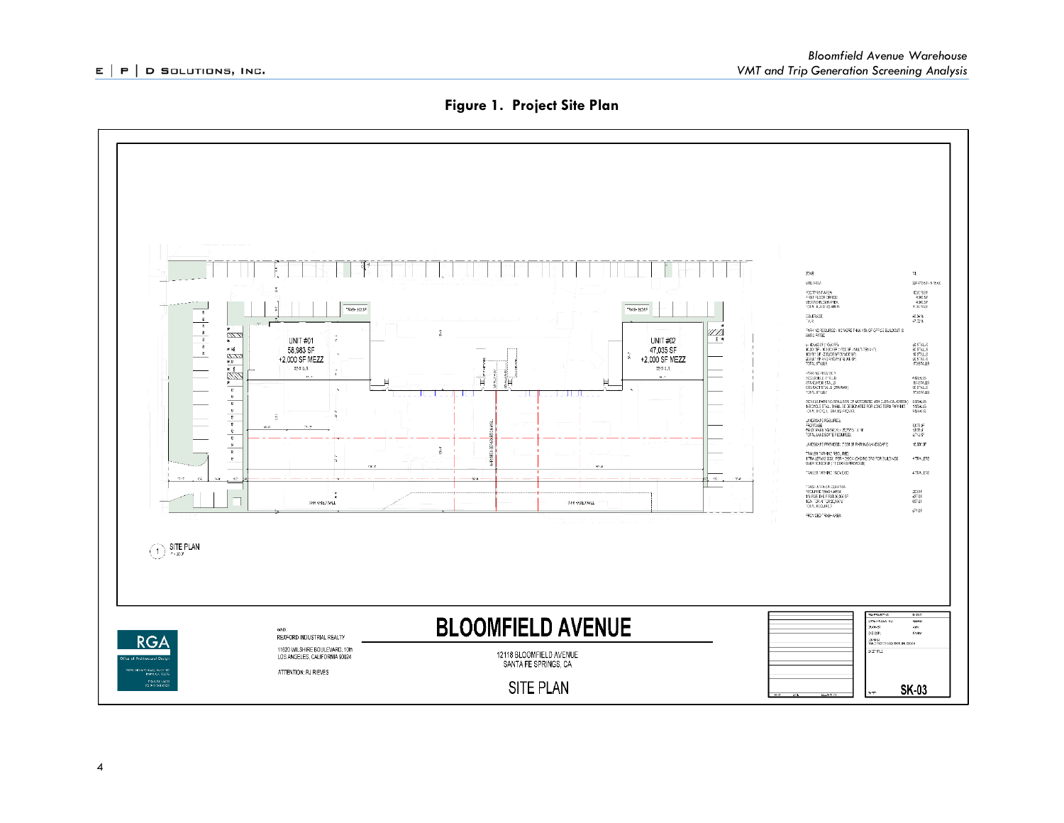**Figure 1. Project Site Plan**

UNIT #01
58,983 SF
+2,000 SF MEZZ

UNIT #02
47,035 SF
+2,000 SF MEZZ

TRASH 300 SF

TRASH 300 SF

1 SITE PLAN

OWNER:
REXFORD INDUSTRIAL REALTY
11620 WILSHIRE BOULEVARD, 10th
LOS ANGELES, CALIFORNIA 90024

ATTENTION: RJ REYES

BLOOMFIELD AVENUE

12118 BLOOMFIELD AVENUE
SANTA FE SPRINGS, CA

SITE PLAN

SK-03